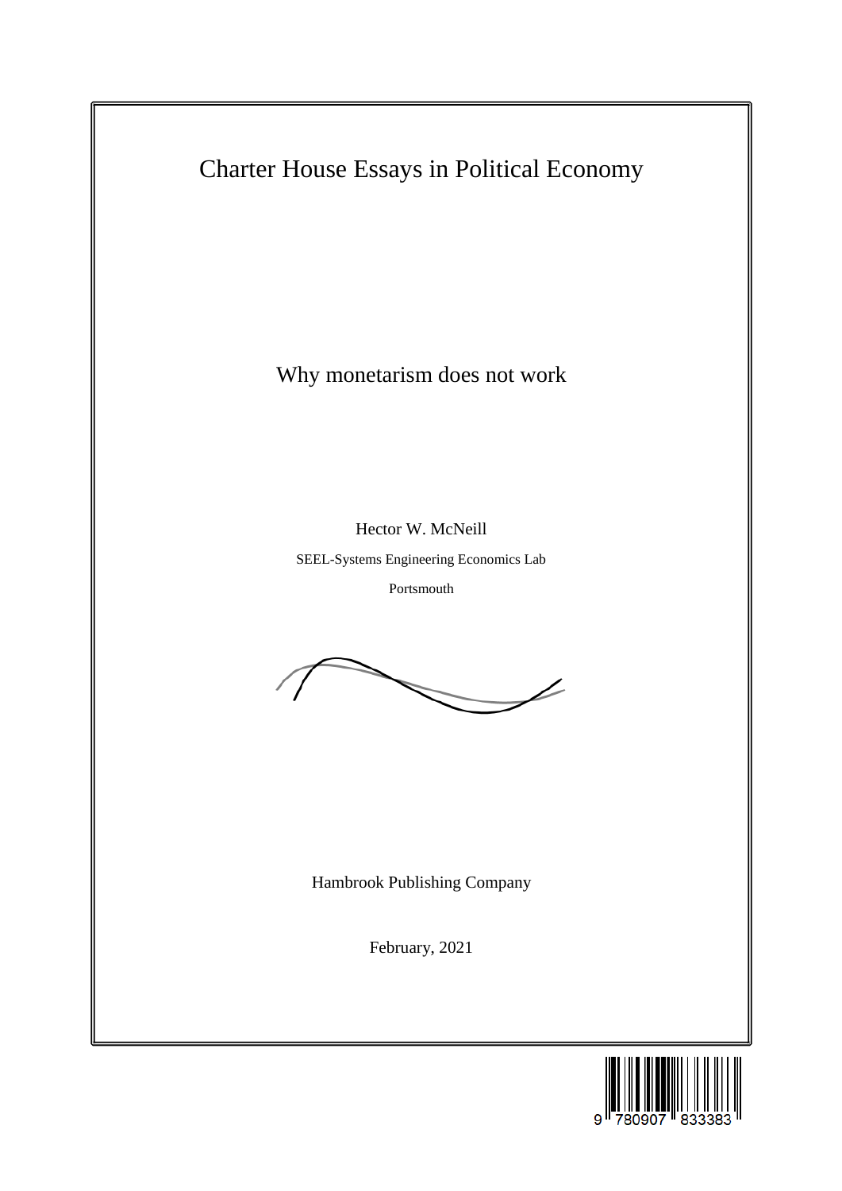Charter House Essays in Political Economy

# Why monetarism does not work

Hector W. McNeill

SEEL-Systems Engineering Economics Lab

Portsmouth

Hambrook Publishing Company

February, 2021

9 780907 833383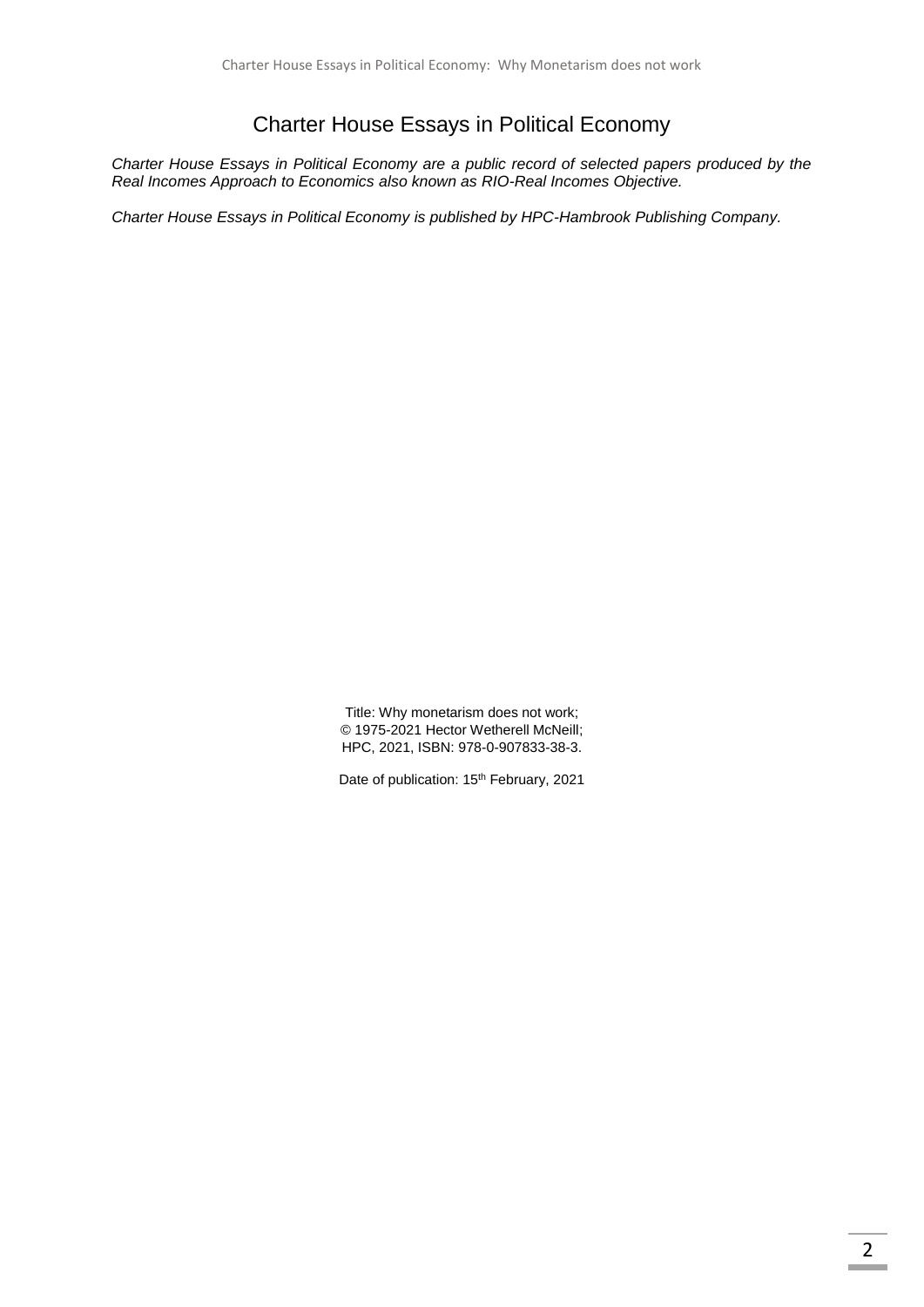# Charter House Essays in Political Economy

*Charter House Essays in Political Economy are a public record of selected papers produced by the Real Incomes Approach to Economics also known as RIO-Real Incomes Objective.*

*Charter House Essays in Political Economy is published by HPC-Hambrook Publishing Company.*

Title: Why monetarism does not work;
© 1975-2021 Hector Wetherell McNeill;
HPC, 2021, ISBN: 978-0-907833-38-3.

Date of publication: 15th February, 2021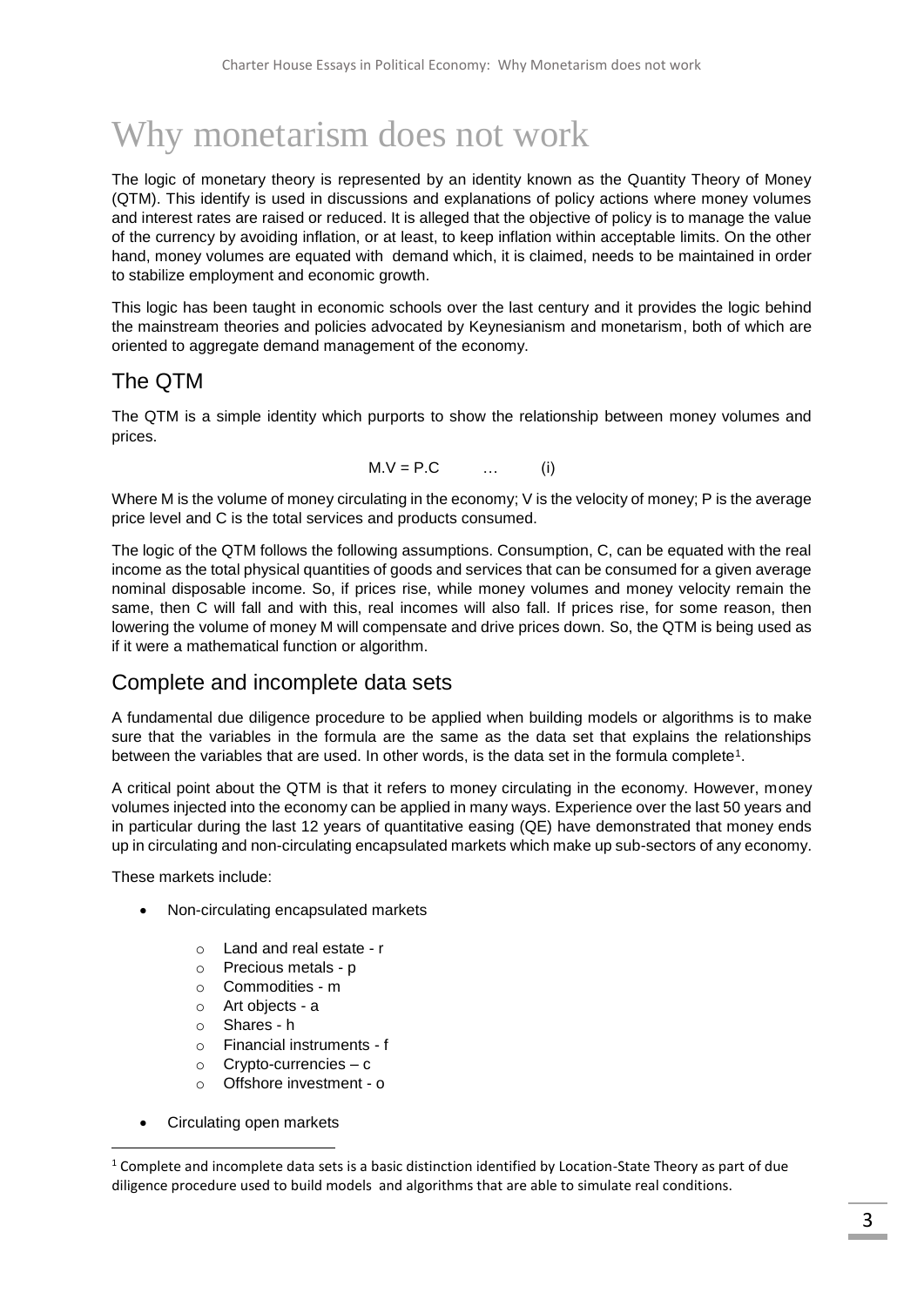# Why monetarism does not work

The logic of monetary theory is represented by an identity known as the Quantity Theory of Money (QTM). This identify is used in discussions and explanations of policy actions where money volumes and interest rates are raised or reduced. It is alleged that the objective of policy is to manage the value of the currency by avoiding inflation, or at least, to keep inflation within acceptable limits. On the other hand, money volumes are equated with demand which, it is claimed, needs to be maintained in order to stabilize employment and economic growth.

This logic has been taught in economic schools over the last century and it provides the logic behind the mainstream theories and policies advocated by Keynesianism and monetarism, both of which are oriented to aggregate demand management of the economy.

## The QTM

The QTM is a simple identity which purports to show the relationship between money volumes and prices.

$$M.V = P.C \qquad \ldots \qquad \text{(i)}$$

Where M is the volume of money circulating in the economy; V is the velocity of money; P is the average price level and C is the total services and products consumed.

The logic of the QTM follows the following assumptions. Consumption, C, can be equated with the real income as the total physical quantities of goods and services that can be consumed for a given average nominal disposable income. So, if prices rise, while money volumes and money velocity remain the same, then C will fall and with this, real incomes will also fall. If prices rise, for some reason, then lowering the volume of money M will compensate and drive prices down. So, the QTM is being used as if it were a mathematical function or algorithm.

## Complete and incomplete data sets

A fundamental due diligence procedure to be applied when building models or algorithms is to make sure that the variables in the formula are the same as the data set that explains the relationships between the variables that are used. In other words, is the data set in the formula complete[1].

A critical point about the QTM is that it refers to money circulating in the economy. However, money volumes injected into the economy can be applied in many ways. Experience over the last 50 years and in particular during the last 12 years of quantitative easing (QE) have demonstrated that money ends up in circulating and non-circulating encapsulated markets which make up sub-sectors of any economy.

These markets include:

- Non-circulating encapsulated markets
  - Land and real estate - r
  - Precious metals - p
  - Commodities - m
  - Art objects - a
  - Shares - h
  - Financial instruments - f
  - Crypto-currencies – c
  - Offshore investment - o
- Circulating open markets

[1] Complete and incomplete data sets is a basic distinction identified by Location-State Theory as part of due diligence procedure used to build models and algorithms that are able to simulate real conditions.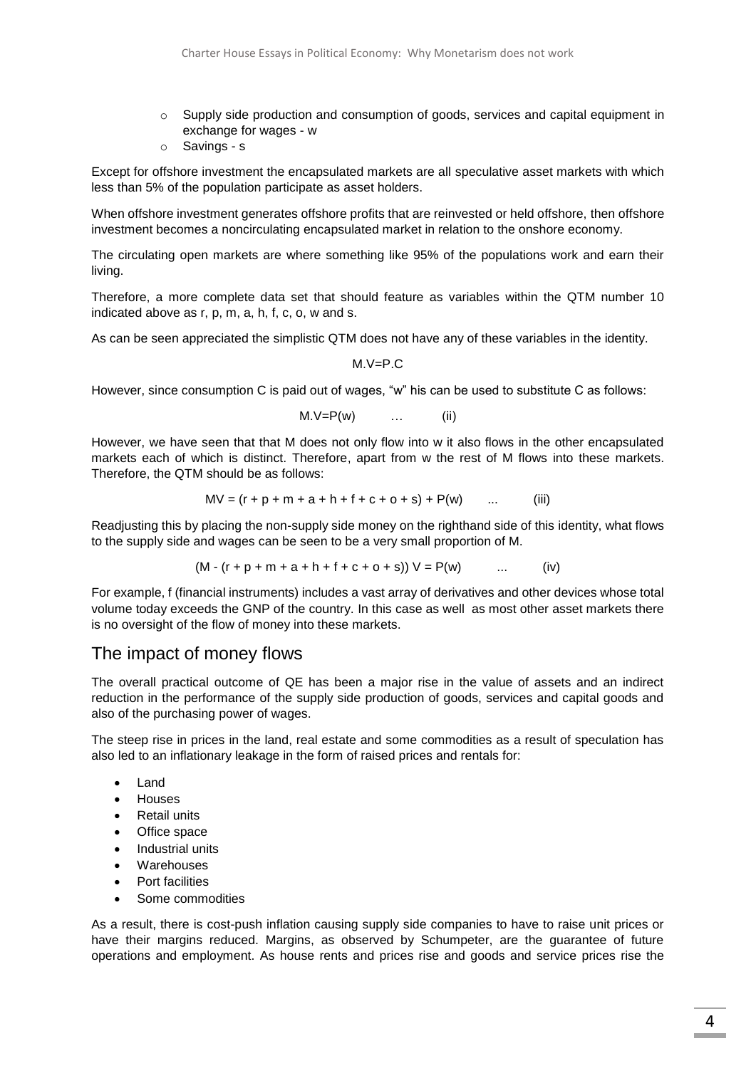- Supply side production and consumption of goods, services and capital equipment in exchange for wages - w
- Savings - s

Except for offshore investment the encapsulated markets are all speculative asset markets with which less than 5% of the population participate as asset holders.

When offshore investment generates offshore profits that are reinvested or held offshore, then offshore investment becomes a noncirculating encapsulated market in relation to the onshore economy.

The circulating open markets are where something like 95% of the populations work and earn their living.

Therefore, a more complete data set that should feature as variables within the QTM number 10 indicated above as r, p, m, a, h, f, c, o, w and s.

As can be seen appreciated the simplistic QTM does not have any of these variables in the identity.

$$M.V=P.C$$

However, since consumption C is paid out of wages, "w" his can be used to substitute C as follows:

$$M.V=P(w) \quad \ldots \quad \text{(ii)}$$

However, we have seen that that M does not only flow into w it also flows in the other encapsulated markets each of which is distinct. Therefore, apart from w the rest of M flows into these markets. Therefore, the QTM should be as follows:

$$MV = (r + p + m + a + h + f + c + o + s) + P(w) \quad \ldots \quad \text{(iii)}$$

Readjusting this by placing the non-supply side money on the righthand side of this identity, what flows to the supply side and wages can be seen to be a very small proportion of M.

$$(M - (r + p + m + a + h + f + c + o + s))\, V = P(w) \quad \ldots \quad \text{(iv)}$$

For example, f (financial instruments) includes a vast array of derivatives and other devices whose total volume today exceeds the GNP of the country. In this case as well as most other asset markets there is no oversight of the flow of money into these markets.

## The impact of money flows

The overall practical outcome of QE has been a major rise in the value of assets and an indirect reduction in the performance of the supply side production of goods, services and capital goods and also of the purchasing power of wages.

The steep rise in prices in the land, real estate and some commodities as a result of speculation has also led to an inflationary leakage in the form of raised prices and rentals for:

- Land
- Houses
- Retail units
- Office space
- Industrial units
- Warehouses
- Port facilities
- Some commodities

As a result, there is cost-push inflation causing supply side companies to have to raise unit prices or have their margins reduced. Margins, as observed by Schumpeter, are the guarantee of future operations and employment. As house rents and prices rise and goods and service prices rise the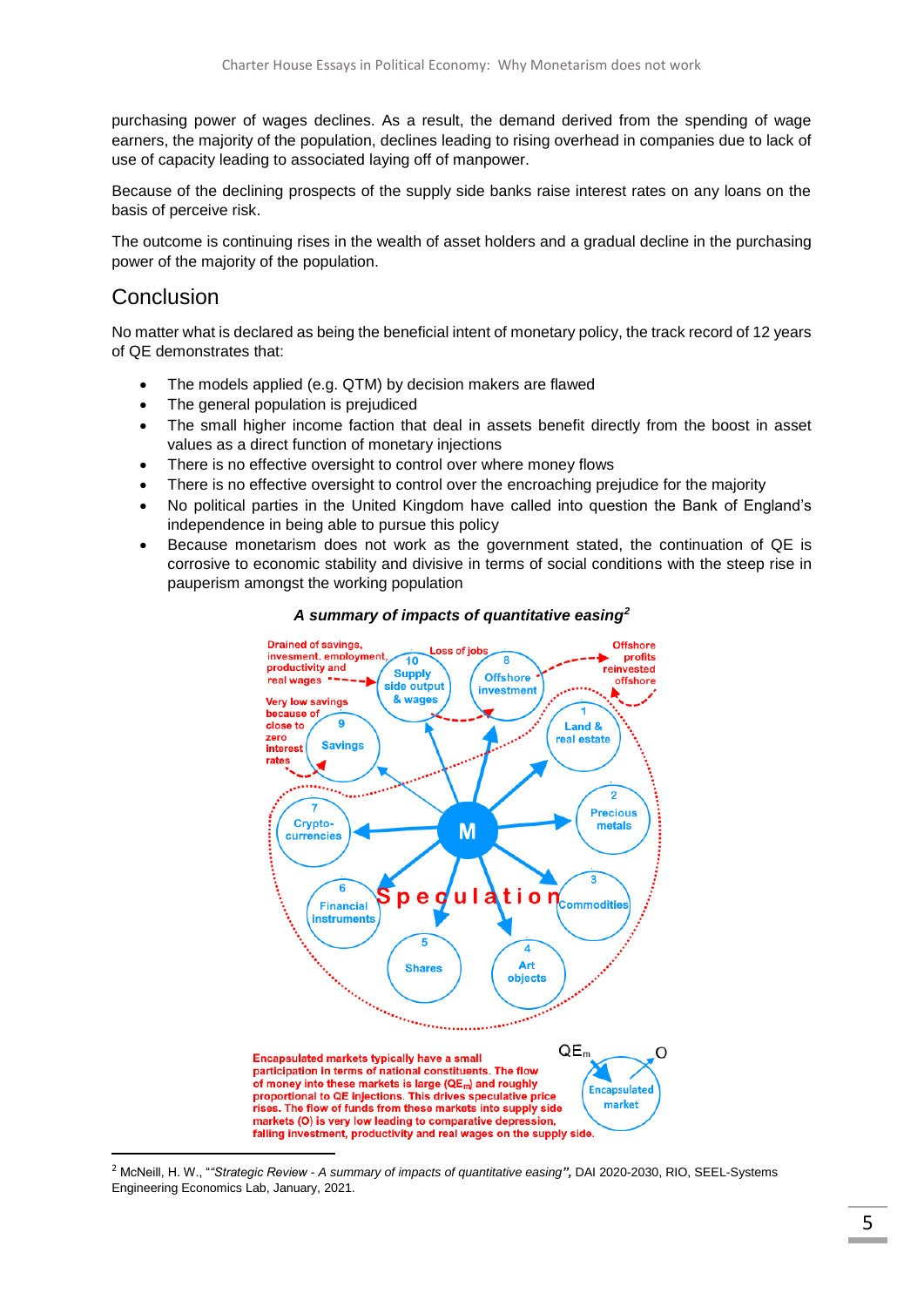purchasing power of wages declines. As a result, the demand derived from the spending of wage earners, the majority of the population, declines leading to rising overhead in companies due to lack of use of capacity leading to associated laying off of manpower.

Because of the declining prospects of the supply side banks raise interest rates on any loans on the basis of perceive risk.

The outcome is continuing rises in the wealth of asset holders and a gradual decline in the purchasing power of the majority of the population.

## Conclusion

No matter what is declared as being the beneficial intent of monetary policy, the track record of 12 years of QE demonstrates that:

- The models applied (e.g. QTM) by decision makers are flawed
- The general population is prejudiced
- The small higher income faction that deal in assets benefit directly from the boost in asset values as a direct function of monetary injections
- There is no effective oversight to control over where money flows
- There is no effective oversight to control over the encroaching prejudice for the majority
- No political parties in the United Kingdom have called into question the Bank of England's independence in being able to pursue this policy
- Because monetarism does not work as the government stated, the continuation of QE is corrosive to economic stability and divisive in terms of social conditions with the steep rise in pauperism amongst the working population

***A summary of impacts of quantitative easing*[2]**

Drained of savings, invesment, employment, productivity and real wages
Loss of jobs
Offshore profits reinvested offshore
Very low savings because of close to zero interest rates
10 Supply side output & wages
8 Offshore investment
1 Land & real estate
9 Savings
7 Crypto-currencies
M
2 Precious metals
6 Financial instruments
Speculation
3 Commodities
5 Shares
4 Art objects

Encapsulated markets typically have a small participation in terms of national constituents. The flow of money into these markets is large ($QE_m$) and roughly proportional to QE injections. This drives speculative price rises. The flow of funds from these markets into supply side markets (O) is very low leading to comparative depression, falling investment, productivity and real wages on the supply side.

$QE_m$
O
Encapsulated market

---

[2] McNeill, H. W., ""*Strategic Review - A summary of impacts of quantitative easing*"**,** DAI 2020-2030, RIO, SEEL-Systems Engineering Economics Lab, January, 2021.